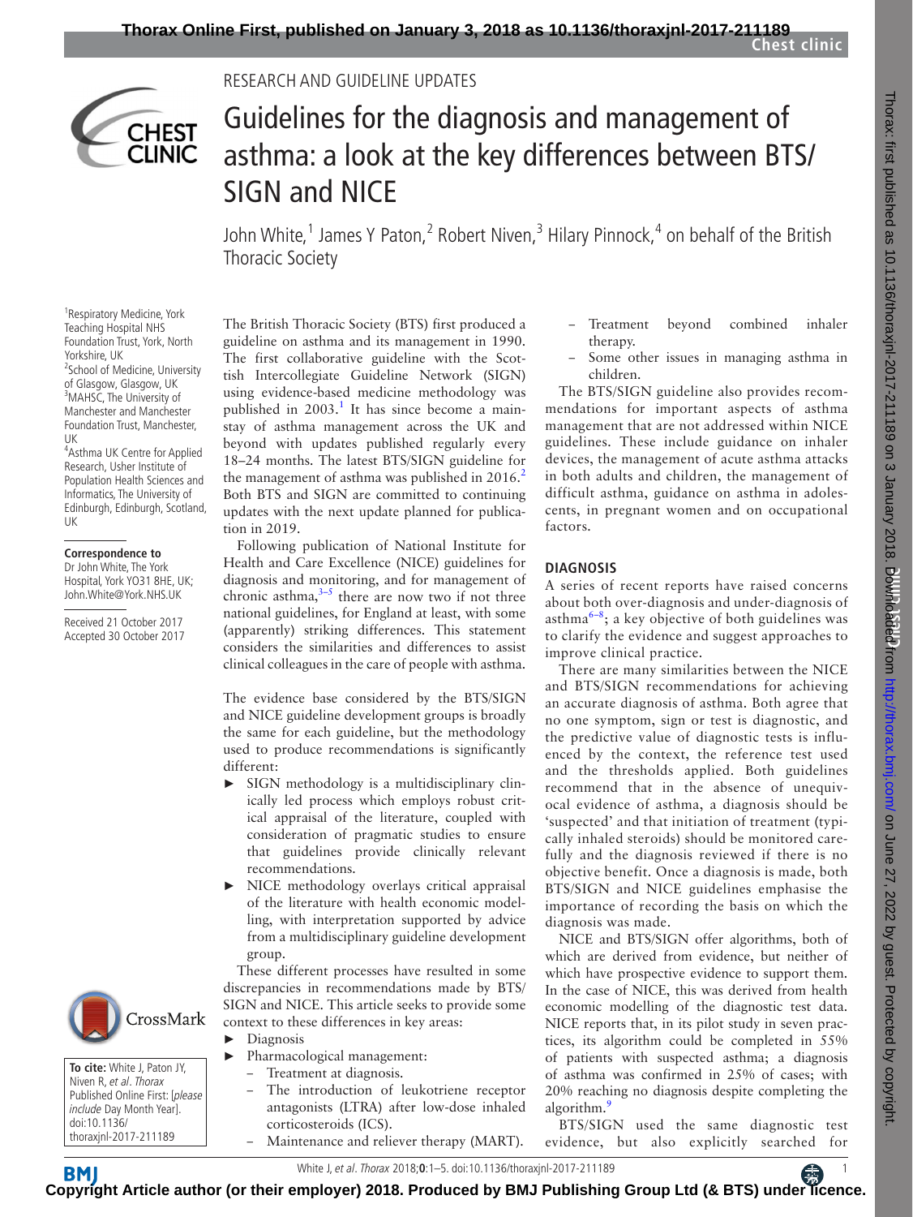RESEARCH AND GUIDELINE UPDATES

# Guidelines for the diagnosis and management of asthma: a look at the key differences between BTS/SIGN and NICE

John White,[1] James Y Paton,[2] Robert Niven,[3] Hilary Pinnock,[4] on behalf of the British Thoracic Society

[1]Respiratory Medicine, York Teaching Hospital NHS Foundation Trust, York, North Yorkshire, UK
[2]School of Medicine, University of Glasgow, Glasgow, UK
[3]MAHSC, The University of Manchester and Manchester Foundation Trust, Manchester, UK
[4]Asthma UK Centre for Applied Research, Usher Institute of Population Health Sciences and Informatics, The University of Edinburgh, Edinburgh, Scotland, UK

**Correspondence to**
Dr John White, The York Hospital, York YO31 8HE, UK; John.White@York.NHS.UK

Received 21 October 2017
Accepted 30 October 2017

**To cite:** White J, Paton JY, Niven R, *et al*. *Thorax* Published Online First: [*please include* Day Month Year]. doi:10.1136/thoraxjnl-2017-211189

The British Thoracic Society (BTS) first produced a guideline on asthma and its management in 1990. The first collaborative guideline with the Scottish Intercollegiate Guideline Network (SIGN) using evidence-based medicine methodology was published in 2003.[1] It has since become a mainstay of asthma management across the UK and beyond with updates published regularly every 18–24 months. The latest BTS/SIGN guideline for the management of asthma was published in 2016.[2] Both BTS and SIGN are committed to continuing updates with the next update planned for publication in 2019.

Following publication of National Institute for Health and Care Excellence (NICE) guidelines for diagnosis and monitoring, and for management of chronic asthma,[3–5] there are now two if not three national guidelines, for England at least, with some (apparently) striking differences. This statement considers the similarities and differences to assist clinical colleagues in the care of people with asthma.

The evidence base considered by the BTS/SIGN and NICE guideline development groups is broadly the same for each guideline, but the methodology used to produce recommendations is significantly different:

- SIGN methodology is a multidisciplinary clinically led process which employs robust critical appraisal of the literature, coupled with consideration of pragmatic studies to ensure that guidelines provide clinically relevant recommendations.
- NICE methodology overlays critical appraisal of the literature with health economic modelling, with interpretation supported by advice from a multidisciplinary guideline development group.

These different processes have resulted in some discrepancies in recommendations made by BTS/SIGN and NICE. This article seeks to provide some context to these differences in key areas:

- Diagnosis
- Pharmacological management:
  - Treatment at diagnosis.
  - The introduction of leukotriene receptor antagonists (LTRA) after low-dose inhaled corticosteroids (ICS).
  - Maintenance and reliever therapy (MART).
  - Treatment beyond combined inhaler therapy.
  - Some other issues in managing asthma in children.

The BTS/SIGN guideline also provides recommendations for important aspects of asthma management that are not addressed within NICE guidelines. These include guidance on inhaler devices, the management of acute asthma attacks in both adults and children, the management of difficult asthma, guidance on asthma in adolescents, in pregnant women and on occupational factors.

## DIAGNOSIS

A series of recent reports have raised concerns about both over-diagnosis and under-diagnosis of asthma[6–8]; a key objective of both guidelines was to clarify the evidence and suggest approaches to improve clinical practice.

There are many similarities between the NICE and BTS/SIGN recommendations for achieving an accurate diagnosis of asthma. Both agree that no one symptom, sign or test is diagnostic, and the predictive value of diagnostic tests is influenced by the context, the reference test used and the thresholds applied. Both guidelines recommend that in the absence of unequivocal evidence of asthma, a diagnosis should be 'suspected' and that initiation of treatment (typically inhaled steroids) should be monitored carefully and the diagnosis reviewed if there is no objective benefit. Once a diagnosis is made, both BTS/SIGN and NICE guidelines emphasise the importance of recording the basis on which the diagnosis was made.

NICE and BTS/SIGN offer algorithms, both of which are derived from evidence, but neither of which have prospective evidence to support them. In the case of NICE, this was derived from health economic modelling of the diagnostic test data. NICE reports that, in its pilot study in seven practices, its algorithm could be completed in 55% of patients with suspected asthma; a diagnosis of asthma was confirmed in 25% of cases; with 20% reaching no diagnosis despite completing the algorithm.[9]

BTS/SIGN used the same diagnostic test evidence, but also explicitly searched for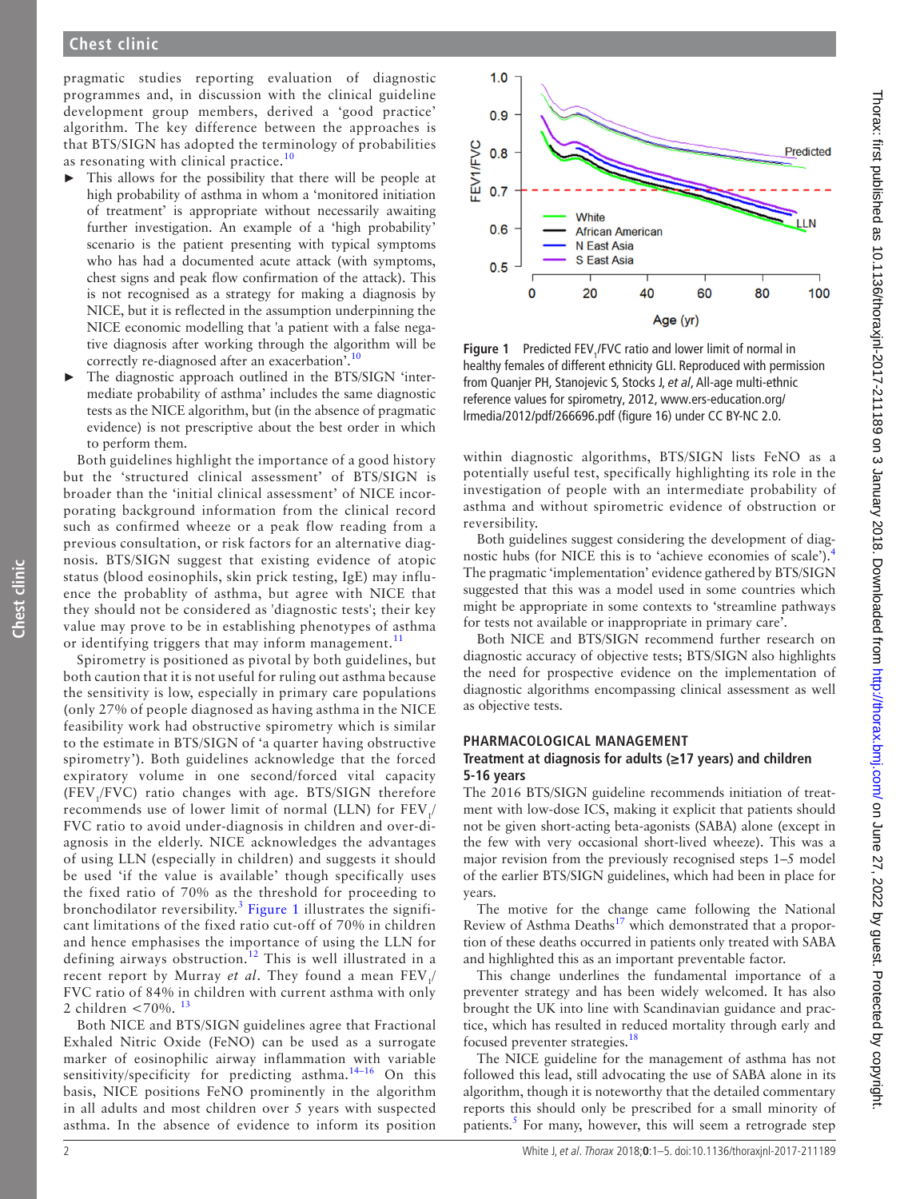pragmatic studies reporting evaluation of diagnostic programmes and, in discussion with the clinical guideline development group members, derived a 'good practice' algorithm. The key difference between the approaches is that BTS/SIGN has adopted the terminology of probabilities as resonating with clinical practice.[10]

- This allows for the possibility that there will be people at high probability of asthma in whom a 'monitored initiation of treatment' is appropriate without necessarily awaiting further investigation. An example of a 'high probability' scenario is the patient presenting with typical symptoms who has had a documented acute attack (with symptoms, chest signs and peak flow confirmation of the attack). This is not recognised as a strategy for making a diagnosis by NICE, but it is reflected in the assumption underpinning the NICE economic modelling that 'a patient with a false negative diagnosis after working through the algorithm will be correctly re-diagnosed after an exacerbation'.[10]
- The diagnostic approach outlined in the BTS/SIGN 'intermediate probability of asthma' includes the same diagnostic tests as the NICE algorithm, but (in the absence of pragmatic evidence) is not prescriptive about the best order in which to perform them.

Both guidelines highlight the importance of a good history but the 'structured clinical assessment' of BTS/SIGN is broader than the 'initial clinical assessment' of NICE incorporating background information from the clinical record such as confirmed wheeze or a peak flow reading from a previous consultation, or risk factors for an alternative diagnosis. BTS/SIGN suggest that existing evidence of atopic status (blood eosinophils, skin prick testing, IgE) may influence the probablity of asthma, but agree with NICE that they should not be considered as 'diagnostic tests'; their key value may prove to be in establishing phenotypes of asthma or identifying triggers that may inform management.[11]

Spirometry is positioned as pivotal by both guidelines, but both caution that it is not useful for ruling out asthma because the sensitivity is low, especially in primary care populations (only 27% of people diagnosed as having asthma in the NICE feasibility work had obstructive spirometry which is similar to the estimate in BTS/SIGN of 'a quarter having obstructive spirometry'). Both guidelines acknowledge that the forced expiratory volume in one second/forced vital capacity ($FEV_1$/FVC) ratio changes with age. BTS/SIGN therefore recommends use of lower limit of normal (LLN) for $FEV_1$/FVC ratio to avoid under-diagnosis in children and over-diagnosis in the elderly. NICE acknowledges the advantages of using LLN (especially in children) and suggests it should be used 'if the value is available' though specifically uses the fixed ratio of 70% as the threshold for proceeding to bronchodilator reversibility.[3] Figure 1 illustrates the significant limitations of the fixed ratio cut-off of 70% in children and hence emphasises the importance of using the LLN for defining airways obstruction.[12] This is well illustrated in a recent report by Murray *et al*. They found a mean $FEV_1$/FVC ratio of 84% in children with current asthma with only 2 children <70%.[13]

Both NICE and BTS/SIGN guidelines agree that Fractional Exhaled Nitric Oxide (FeNO) can be used as a surrogate marker of eosinophilic airway inflammation with variable sensitivity/specificity for predicting asthma.[14–16] On this basis, NICE positions FeNO prominently in the algorithm in all adults and most children over 5 years with suspected asthma. In the absence of evidence to inform its position within diagnostic algorithms, BTS/SIGN lists FeNO as a potentially useful test, specifically highlighting its role in the investigation of people with an intermediate probability of asthma and without spirometric evidence of obstruction or reversibility.

**Figure 1** Predicted $FEV_1$/FVC ratio and lower limit of normal in healthy females of different ethnicity GLI. Reproduced with permission from Quanjer PH, Stanojevic S, Stocks J, *et al*, All-age multi-ethnic reference values for spirometry, 2012, www.ers-education.org/lrmedia/2012/pdf/266696.pdf (figure 16) under CC BY-NC 2.0.

Both guidelines suggest considering the development of diagnostic hubs (for NICE this is to 'achieve economies of scale').[4] The pragmatic 'implementation' evidence gathered by BTS/SIGN suggested that this was a model used in some countries which might be appropriate in some contexts to 'streamline pathways for tests not available or inappropriate in primary care'.

Both NICE and BTS/SIGN recommend further research on diagnostic accuracy of objective tests; BTS/SIGN also highlights the need for prospective evidence on the implementation of diagnostic algorithms encompassing clinical assessment as well as objective tests.

## PHARMACOLOGICAL MANAGEMENT

### Treatment at diagnosis for adults (≥17 years) and children 5-16 years

The 2016 BTS/SIGN guideline recommends initiation of treatment with low-dose ICS, making it explicit that patients should not be given short-acting beta-agonists (SABA) alone (except in the few with very occasional short-lived wheeze). This was a major revision from the previously recognised steps 1–5 model of the earlier BTS/SIGN guidelines, which had been in place for years.

The motive for the change came following the National Review of Asthma Deaths[17] which demonstrated that a proportion of these deaths occurred in patients only treated with SABA and highlighted this as an important preventable factor.

This change underlines the fundamental importance of a preventer strategy and has been widely welcomed. It has also brought the UK into line with Scandinavian guidance and practice, which has resulted in reduced mortality through early and focused preventer strategies.[18]

The NICE guideline for the management of asthma has not followed this lead, still advocating the use of SABA alone in its algorithm, though it is noteworthy that the detailed commentary reports this should only be prescribed for a small minority of patients.[5] For many, however, this will seem a retrograde step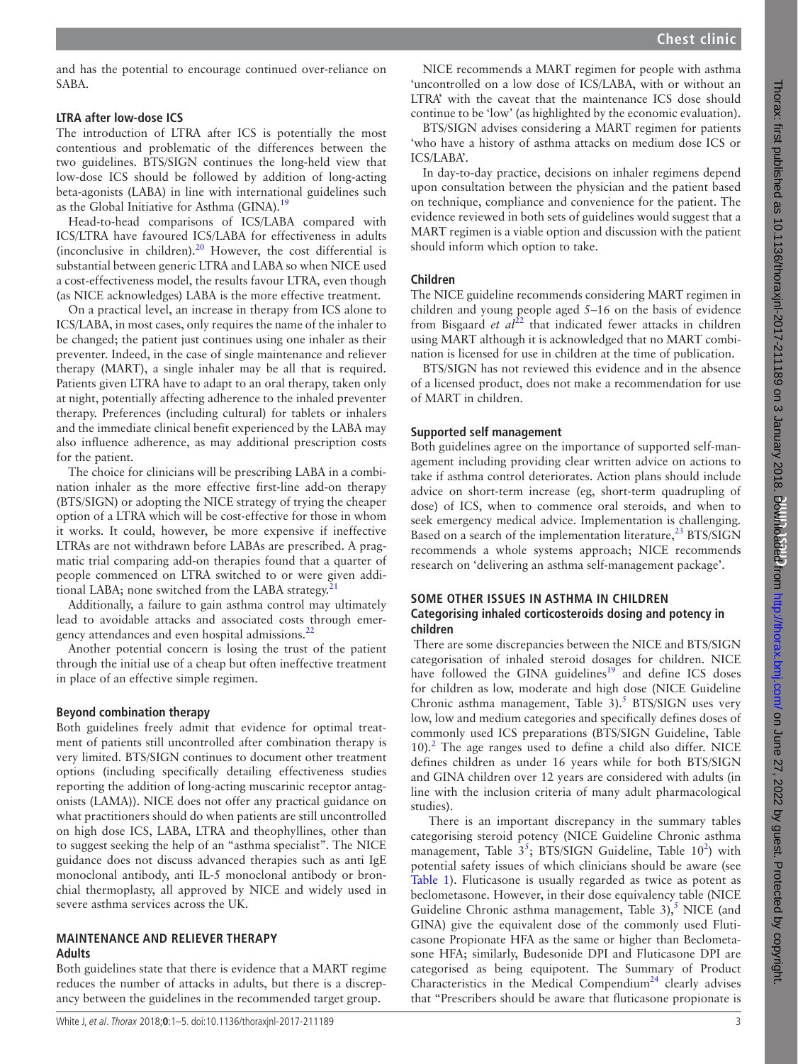and has the potential to encourage continued over-reliance on SABA.

### LTRA after low-dose ICS

The introduction of LTRA after ICS is potentially the most contentious and problematic of the differences between the two guidelines. BTS/SIGN continues the long-held view that low-dose ICS should be followed by addition of long-acting beta-agonists (LABA) in line with international guidelines such as the Global Initiative for Asthma (GINA).[19]

Head-to-head comparisons of ICS/LABA compared with ICS/LTRA have favoured ICS/LABA for effectiveness in adults (inconclusive in children).[20] However, the cost differential is substantial between generic LTRA and LABA so when NICE used a cost-effectiveness model, the results favour LTRA, even though (as NICE acknowledges) LABA is the more effective treatment.

On a practical level, an increase in therapy from ICS alone to ICS/LABA, in most cases, only requires the name of the inhaler to be changed; the patient just continues using one inhaler as their preventer. Indeed, in the case of single maintenance and reliever therapy (MART), a single inhaler may be all that is required. Patients given LTRA have to adapt to an oral therapy, taken only at night, potentially affecting adherence to the inhaled preventer therapy. Preferences (including cultural) for tablets or inhalers and the immediate clinical benefit experienced by the LABA may also influence adherence, as may additional prescription costs for the patient.

The choice for clinicians will be prescribing LABA in a combination inhaler as the more effective first-line add-on therapy (BTS/SIGN) or adopting the NICE strategy of trying the cheaper option of a LTRA which will be cost-effective for those in whom it works. It could, however, be more expensive if ineffective LTRAs are not withdrawn before LABAs are prescribed. A pragmatic trial comparing add-on therapies found that a quarter of people commenced on LTRA switched to or were given additional LABA; none switched from the LABA strategy.[21]

Additionally, a failure to gain asthma control may ultimately lead to avoidable attacks and associated costs through emergency attendances and even hospital admissions.[22]

Another potential concern is losing the trust of the patient through the initial use of a cheap but often ineffective treatment in place of an effective simple regimen.

### Beyond combination therapy

Both guidelines freely admit that evidence for optimal treatment of patients still uncontrolled after combination therapy is very limited. BTS/SIGN continues to document other treatment options (including specifically detailing effectiveness studies reporting the addition of long-acting muscarinic receptor antagonists (LAMA)). NICE does not offer any practical guidance on what practitioners should do when patients are still uncontrolled on high dose ICS, LABA, LTRA and theophyllines, other than to suggest seeking the help of an "asthma specialist". The NICE guidance does not discuss advanced therapies such as anti IgE monoclonal antibody, anti IL-5 monoclonal antibody or bronchial thermoplasty, all approved by NICE and widely used in severe asthma services across the UK.

## MAINTENANCE AND RELIEVER THERAPY

### Adults

Both guidelines state that there is evidence that a MART regime reduces the number of attacks in adults, but there is a discrepancy between the guidelines in the recommended target group.

NICE recommends a MART regimen for people with asthma 'uncontrolled on a low dose of ICS/LABA, with or without an LTRA' with the caveat that the maintenance ICS dose should continue to be 'low' (as highlighted by the economic evaluation).

BTS/SIGN advises considering a MART regimen for patients 'who have a history of asthma attacks on medium dose ICS or ICS/LABA'.

In day-to-day practice, decisions on inhaler regimens depend upon consultation between the physician and the patient based on technique, compliance and convenience for the patient. The evidence reviewed in both sets of guidelines would suggest that a MART regimen is a viable option and discussion with the patient should inform which option to take.

### Children

The NICE guideline recommends considering MART regimen in children and young people aged 5–16 on the basis of evidence from Bisgaard *et al*[22] that indicated fewer attacks in children using MART although it is acknowledged that no MART combination is licensed for use in children at the time of publication.

BTS/SIGN has not reviewed this evidence and in the absence of a licensed product, does not make a recommendation for use of MART in children.

### Supported self management

Both guidelines agree on the importance of supported self-management including providing clear written advice on actions to take if asthma control deteriorates. Action plans should include advice on short-term increase (eg, short-term quadrupling of dose) of ICS, when to commence oral steroids, and when to seek emergency medical advice. Implementation is challenging. Based on a search of the implementation literature,[23] BTS/SIGN recommends a whole systems approach; NICE recommends research on 'delivering an asthma self-management package'.

## SOME OTHER ISSUES IN ASTHMA IN CHILDREN

### Categorising inhaled corticosteroids dosing and potency in children

There are some discrepancies between the NICE and BTS/SIGN categorisation of inhaled steroid dosages for children. NICE have followed the GINA guidelines[19] and define ICS doses for children as low, moderate and high dose (NICE Guideline Chronic asthma management, Table 3).[5] BTS/SIGN uses very low, low and medium categories and specifically defines doses of commonly used ICS preparations (BTS/SIGN Guideline, Table 10).[2] The age ranges used to define a child also differ. NICE defines children as under 16 years while for both BTS/SIGN and GINA children over 12 years are considered with adults (in line with the inclusion criteria of many adult pharmacological studies).

There is an important discrepancy in the summary tables categorising steroid potency (NICE Guideline Chronic asthma management, Table 3[5]; BTS/SIGN Guideline, Table 10[2]) with potential safety issues of which clinicians should be aware (see Table 1). Fluticasone is usually regarded as twice as potent as beclometasone. However, in their dose equivalency table (NICE Guideline Chronic asthma management, Table 3),[5] NICE (and GINA) give the equivalent dose of the commonly used Fluticasone Propionate HFA as the same or higher than Beclometasone HFA; similarly, Budesonide DPI and Fluticasone DPI are categorised as being equipotent. The Summary of Product Characteristics in the Medical Compendium[24] clearly advises that "Prescribers should be aware that fluticasone propionate is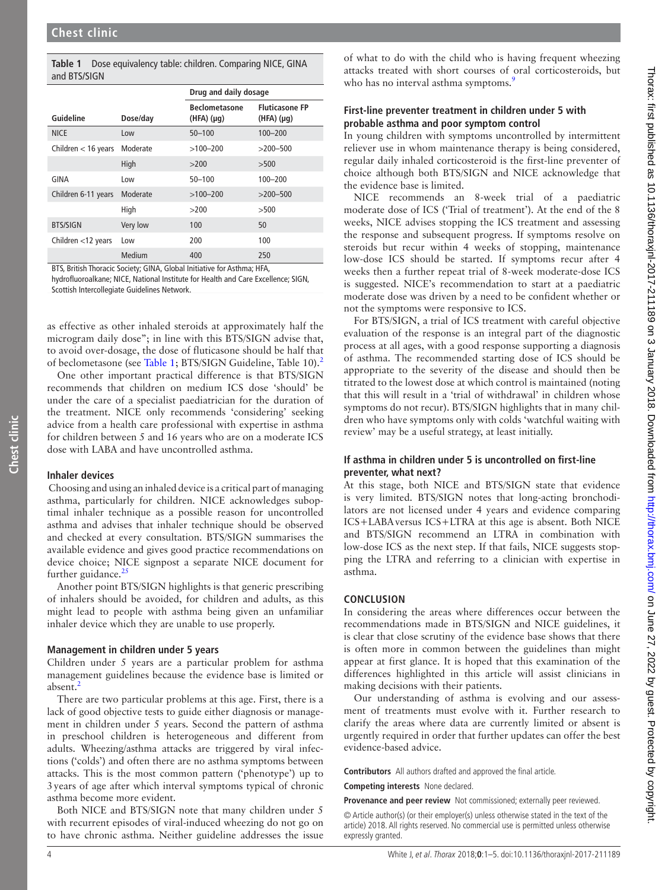**Table 1** Dose equivalency table: children. Comparing NICE, GINA and BTS/SIGN

| | | Drug and daily dosage | |
|---|---|---|---|
| **Guideline** | **Dose/day** | **Beclometasone (HFA) (µg)** | **Fluticasone FP (HFA) (µg)** |
| NICE | Low | 50–100 | 100–200 |
| Children < 16 years | Moderate | >100–200 | >200–500 |
| | High | >200 | >500 |
| GINA | Low | 50–100 | 100–200 |
| Children 6-11 years | Moderate | >100–200 | >200–500 |
| | High | >200 | >500 |
| BTS/SIGN | Very low | 100 | 50 |
| Children <12 years | Low | 200 | 100 |
| | Medium | 400 | 250 |

BTS, British Thoracic Society; GINA, Global Initiative for Asthma; HFA, hydrofluoroalkane; NICE, National Institute for Health and Care Excellence; SIGN, Scottish Intercollegiate Guidelines Network.

as effective as other inhaled steroids at approximately half the microgram daily dose"; in line with this BTS/SIGN advise that, to avoid over-dosage, the dose of fluticasone should be half that of beclometasone (see Table 1; BTS/SIGN Guideline, Table 10).[2]

One other important practical difference is that BTS/SIGN recommends that children on medium ICS dose 'should' be under the care of a specialist paediatrician for the duration of the treatment. NICE only recommends 'considering' seeking advice from a health care professional with expertise in asthma for children between 5 and 16 years who are on a moderate ICS dose with LABA and have uncontrolled asthma.

### Inhaler devices

Choosing and using an inhaled device is a critical part of managing asthma, particularly for children. NICE acknowledges suboptimal inhaler technique as a possible reason for uncontrolled asthma and advises that inhaler technique should be observed and checked at every consultation. BTS/SIGN summarises the available evidence and gives good practice recommendations on device choice; NICE signpost a separate NICE document for further guidance.[25]

Another point BTS/SIGN highlights is that generic prescribing of inhalers should be avoided, for children and adults, as this might lead to people with asthma being given an unfamiliar inhaler device which they are unable to use properly.

### Management in children under 5 years

Children under 5 years are a particular problem for asthma management guidelines because the evidence base is limited or absent.[2]

There are two particular problems at this age. First, there is a lack of good objective tests to guide either diagnosis or management in children under 5 years. Second the pattern of asthma in preschool children is heterogeneous and different from adults. Wheezing/asthma attacks are triggered by viral infections ('colds') and often there are no asthma symptoms between attacks. This is the most common pattern ('phenotype') up to 3 years of age after which interval symptoms typical of chronic asthma become more evident.

Both NICE and BTS/SIGN note that many children under 5 with recurrent episodes of viral-induced wheezing do not go on to have chronic asthma. Neither guideline addresses the issue of what to do with the child who is having frequent wheezing attacks treated with short courses of oral corticosteroids, but who has no interval asthma symptoms.[9]

### First-line preventer treatment in children under 5 with probable asthma and poor symptom control

In young children with symptoms uncontrolled by intermittent reliever use in whom maintenance therapy is being considered, regular daily inhaled corticosteroid is the first-line preventer of choice although both BTS/SIGN and NICE acknowledge that the evidence base is limited.

NICE recommends an 8-week trial of a paediatric moderate dose of ICS ('Trial of treatment'). At the end of the 8 weeks, NICE advises stopping the ICS treatment and assessing the response and subsequent progress. If symptoms resolve on steroids but recur within 4 weeks of stopping, maintenance low-dose ICS should be started. If symptoms recur after 4 weeks then a further repeat trial of 8-week moderate-dose ICS is suggested. NICE's recommendation to start at a paediatric moderate dose was driven by a need to be confident whether or not the symptoms were responsive to ICS.

For BTS/SIGN, a trial of ICS treatment with careful objective evaluation of the response is an integral part of the diagnostic process at all ages, with a good response supporting a diagnosis of asthma. The recommended starting dose of ICS should be appropriate to the severity of the disease and should then be titrated to the lowest dose at which control is maintained (noting that this will result in a 'trial of withdrawal' in children whose symptoms do not recur). BTS/SIGN highlights that in many children who have symptoms only with colds 'watchful waiting with review' may be a useful strategy, at least initially.

### If asthma in children under 5 is uncontrolled on first-line preventer, what next?

At this stage, both NICE and BTS/SIGN state that evidence is very limited. BTS/SIGN notes that long-acting bronchodilators are not licensed under 4 years and evidence comparing ICS+LABA versus ICS+LTRA at this age is absent. Both NICE and BTS/SIGN recommend an LTRA in combination with low-dose ICS as the next step. If that fails, NICE suggests stopping the LTRA and referring to a clinician with expertise in asthma.

## CONCLUSION

In considering the areas where differences occur between the recommendations made in BTS/SIGN and NICE guidelines, it is clear that close scrutiny of the evidence base shows that there is often more in common between the guidelines than might appear at first glance. It is hoped that this examination of the differences highlighted in this article will assist clinicians in making decisions with their patients.

Our understanding of asthma is evolving and our assessment of treatments must evolve with it. Further research to clarify the areas where data are currently limited or absent is urgently required in order that further updates can offer the best evidence-based advice.

**Contributors** All authors drafted and approved the final article.

**Competing interests** None declared.

**Provenance and peer review** Not commissioned; externally peer reviewed.

© Article author(s) (or their employer(s) unless otherwise stated in the text of the article) 2018. All rights reserved. No commercial use is permitted unless otherwise expressly granted.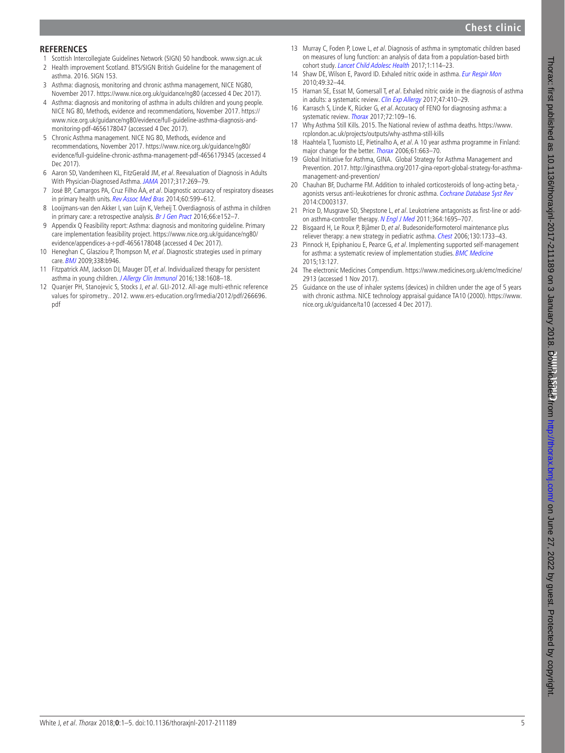## REFERENCES

1. Scottish Intercollegiate Guidelines Network (SIGN) 50 handbook. www.sign.ac.uk
2. Health improvement Scotland. BTS/SIGN British Guideline for the management of asthma. 2016. SIGN 153.
3. Asthma: diagnosis, monitoring and chronic asthma management, NICE NG80, November 2017. https://www.nice.org.uk/guidance/ng80 (accessed 4 Dec 2017).
4. Asthma: diagnosis and monitoring of asthma in adults children and young people. NICE NG 80, Methods, evidence and recommendations, November 2017. https://www.nice.org.uk/guidance/ng80/evidence/full-guideline-asthma-diagnosis-and-monitoring-pdf-4656178047 (accessed 4 Dec 2017).
5. Chronic Asthma management. NICE NG 80, Methods, evidence and recommendations, November 2017. https://www.nice.org.uk/guidance/ng80/evidence/full-guideline-chronic-asthma-management-pdf-4656179345 (accessed 4 Dec 2017).
6. Aaron SD, Vandemheen KL, FitzGerald JM, *et al*. Reevaluation of Diagnosis in Adults With Physician-Diagnosed Asthma. *JAMA* 2017;317:269–79.
7. José BP, Camargos PA, Cruz Filho ÁA, *et al*. Diagnostic accuracy of respiratory diseases in primary health units. *Rev Assoc Med Bras* 2014;60:599–612.
8. Looijmans-van den Akker I, van Luijn K, Verheij T. Overdiagnosis of asthma in children in primary care: a retrospective analysis. *Br J Gen Pract* 2016;66:e152–7.
9. Appendix Q Feasibility report: Asthma: diagnosis and monitoring guideline. Primary care implementation feasibility project. https://www.nice.org.uk/guidance/ng80/evidence/appendices-a-r-pdf-4656178048 (accessed 4 Dec 2017).
10. Heneghan C, Glasziou P, Thompson M, *et al*. Diagnostic strategies used in primary care. *BMJ* 2009;338:b946.
11. Fitzpatrick AM, Jackson DJ, Mauger DT, *et al*. Individualized therapy for persistent asthma in young children. *J Allergy Clin Immunol* 2016;138:1608–18.
12. Quanjer PH, Stanojevic S, Stocks J, *et al*. GLI-2012. All-age multi-ethnic reference values for spirometry.. 2012. www.ers-education.org/lrmedia/2012/pdf/266696.pdf
13. Murray C, Foden P, Lowe L, *et al*. Diagnosis of asthma in symptomatic children based on measures of lung function: an analysis of data from a population-based birth cohort study. *Lancet Child Adolesc Health* 2017;1:114–23.
14. Shaw DE, Wilson E, Pavord ID. Exhaled nitric oxide in asthma. *Eur Respir Mon* 2010;49:32–44.
15. Harnan SE, Essat M, Gomersall T, *et al*. Exhaled nitric oxide in the diagnosis of asthma in adults: a systematic review. *Clin Exp Allergy* 2017;47:410–29.
16. Karrasch S, Linde K, Rücker G, *et al*. Accuracy of FENO for diagnosing asthma: a systematic review. *Thorax* 2017;72:109–16.
17. Why Asthma Still Kills. 2015. The National review of asthma deaths. https://www.rcplondon.ac.uk/projects/outputs/why-asthma-still-kills
18. Haahtela T, Tuomisto LE, Pietinalho A, *et al*. A 10 year asthma programme in Finland: major change for the better. *Thorax* 2006;61:663–70.
19. Global Initiative for Asthma, GINA. Global Strategy for Asthma Management and Prevention. 2017. http://ginasthma.org/2017-gina-report-global-strategy-for-asthma-management-and-prevention/
20. Chauhan BF, Ducharme FM. Addition to inhaled corticosteroids of long-acting $beta_2$-agonists versus anti-leukotrienes for chronic asthma. *Cochrane Database Syst Rev* 2014:CD003137.
21. Price D, Musgrave SD, Shepstone L, *et al*. Leukotriene antagonists as first-line or add-on asthma-controller therapy. *N Engl J Med* 2011;364:1695–707.
22. Bisgaard H, Le Roux P, Bjåmer D, *et al*. Budesonide/formoterol maintenance plus reliever therapy: a new strategy in pediatric asthma. *Chest* 2006;130:1733–43.
23. Pinnock H, Epiphaniou E, Pearce G, *et al*. Implementing supported self-management for asthma: a systematic review of implementation studies. *BMC Medicine* 2015;13:127.
24. The electronic Medicines Compendium. https://www.medicines.org.uk/emc/medicine/2913 (accessed 1 Nov 2017).
25. Guidance on the use of inhaler systems (devices) in children under the age of 5 years with chronic asthma. NICE technology appraisal guidance TA10 (2000). https://www.nice.org.uk/guidance/ta10 (accessed 4 Dec 2017).